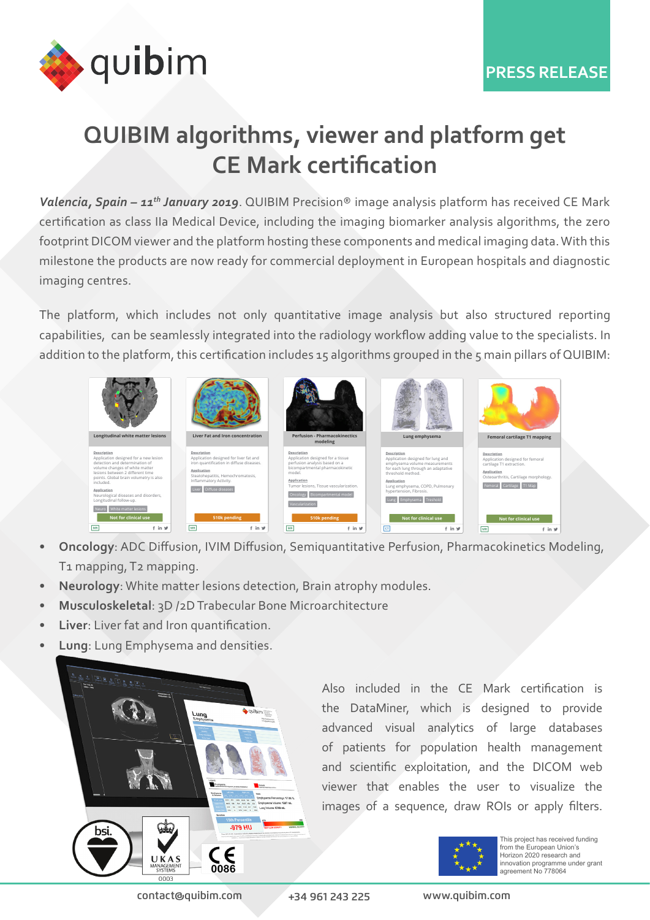PRESS RELEASE

# QUIBIM algorithms, viewer and platform get CE Mark certification

***Valencia, Spain – 11th January 2019***. QUIBIM Precision® image analysis platform has received CE Mark certification as class IIa Medical Device, including the imaging biomarker analysis algorithms, the zero footprint DICOM viewer and the platform hosting these components and medical imaging data. With this milestone the products are now ready for commercial deployment in European hospitals and diagnostic imaging centres.

The platform, which includes not only quantitative image analysis but also structured reporting capabilities, can be seamlessly integrated into the radiology workflow adding value to the specialists. In addition to the platform, this certification includes 15 algorithms grouped in the 5 main pillars of QUIBIM:

- **Oncology**: ADC Diffusion, IVIM Diffusion, Semiquantitative Perfusion, Pharmacokinetics Modeling, T1 mapping, T2 mapping.
- **Neurology**: White matter lesions detection, Brain atrophy modules.
- **Musculoskeletal**: 3D /2D Trabecular Bone Microarchitecture
- **Liver**: Liver fat and Iron quantification.
- **Lung**: Lung Emphysema and densities.

Also included in the CE Mark certification is the DataMiner, which is designed to provide advanced visual analytics of large databases of patients for population health management and scientific exploitation, and the DICOM web viewer that enables the user to visualize the images of a sequence, draw ROIs or apply filters.

This project has received funding from the European Union's Horizon 2020 research and innovation programme under grant agreement No 778064

contact@quibim.com | +34 961 243 225 | www.quibim.com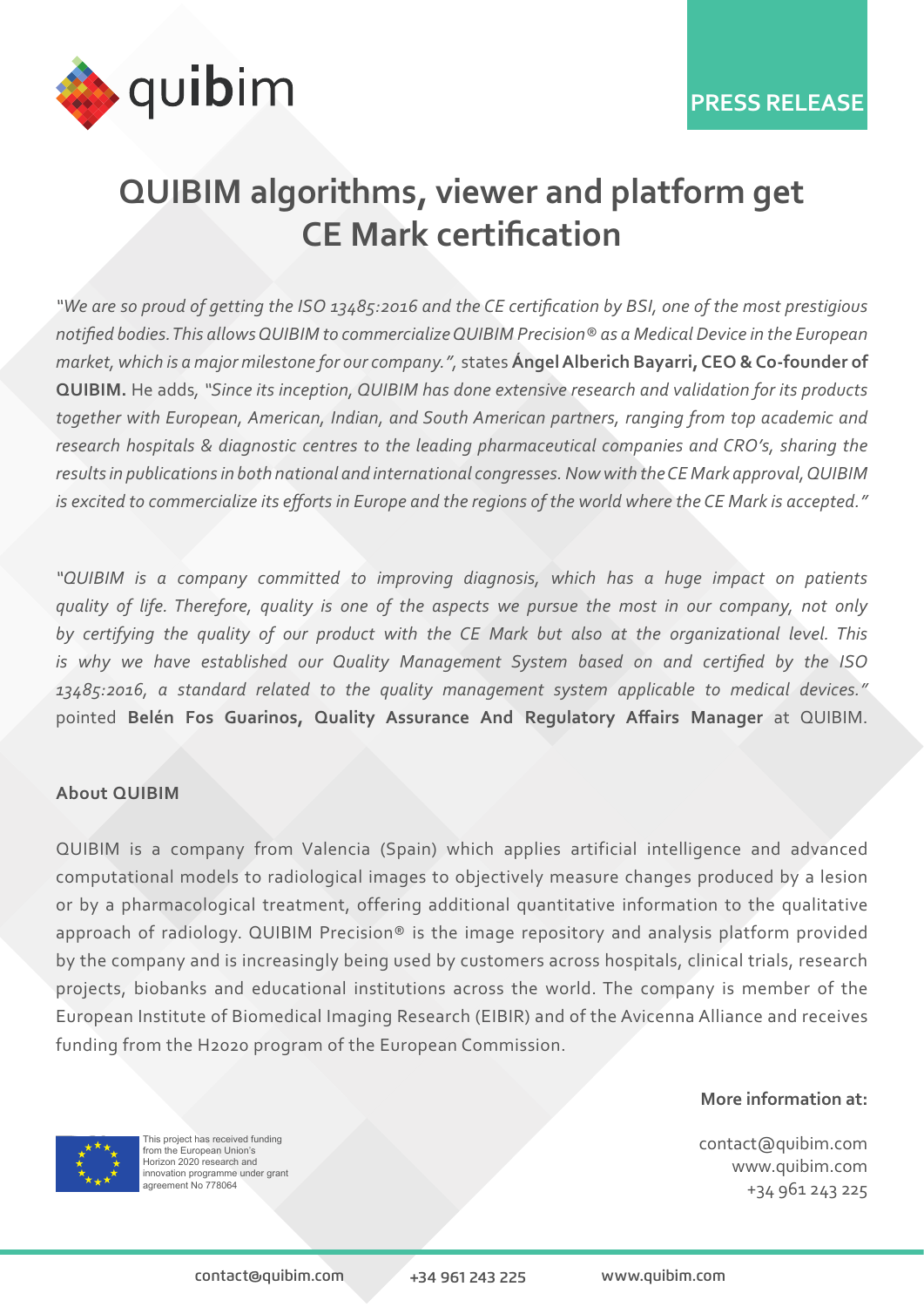PRESS RELEASE

# QUIBIM algorithms, viewer and platform get CE Mark certification

*"We are so proud of getting the ISO 13485:2016 and the CE certification by BSI, one of the most prestigious notified bodies. This allows QUIBIM to commercialize QUIBIM Precision® as a Medical Device in the European market, which is a major milestone for our company."*, states **Ángel Alberich Bayarri, CEO & Co-founder of QUIBIM.** He adds, *"Since its inception, QUIBIM has done extensive research and validation for its products together with European, American, Indian, and South American partners, ranging from top academic and research hospitals & diagnostic centres to the leading pharmaceutical companies and CRO's, sharing the results in publications in both national and international congresses. Now with the CE Mark approval, QUIBIM is excited to commercialize its efforts in Europe and the regions of the world where the CE Mark is accepted."*

*"QUIBIM is a company committed to improving diagnosis, which has a huge impact on patients quality of life. Therefore, quality is one of the aspects we pursue the most in our company, not only by certifying the quality of our product with the CE Mark but also at the organizational level. This is why we have established our Quality Management System based on and certified by the ISO 13485:2016, a standard related to the quality management system applicable to medical devices."* pointed **Belén Fos Guarinos, Quality Assurance And Regulatory Affairs Manager** at QUIBIM.

### About QUIBIM

QUIBIM is a company from Valencia (Spain) which applies artificial intelligence and advanced computational models to radiological images to objectively measure changes produced by a lesion or by a pharmacological treatment, offering additional quantitative information to the qualitative approach of radiology. QUIBIM Precision® is the image repository and analysis platform provided by the company and is increasingly being used by customers across hospitals, clinical trials, research projects, biobanks and educational institutions across the world. The company is member of the European Institute of Biomedical Imaging Research (EIBIR) and of the Avicenna Alliance and receives funding from the H2020 program of the European Commission.

This project has received funding from the European Union's Horizon 2020 research and innovation programme under grant agreement No 778064

**More information at:**

contact@quibim.com
www.quibim.com
+34 961 243 225